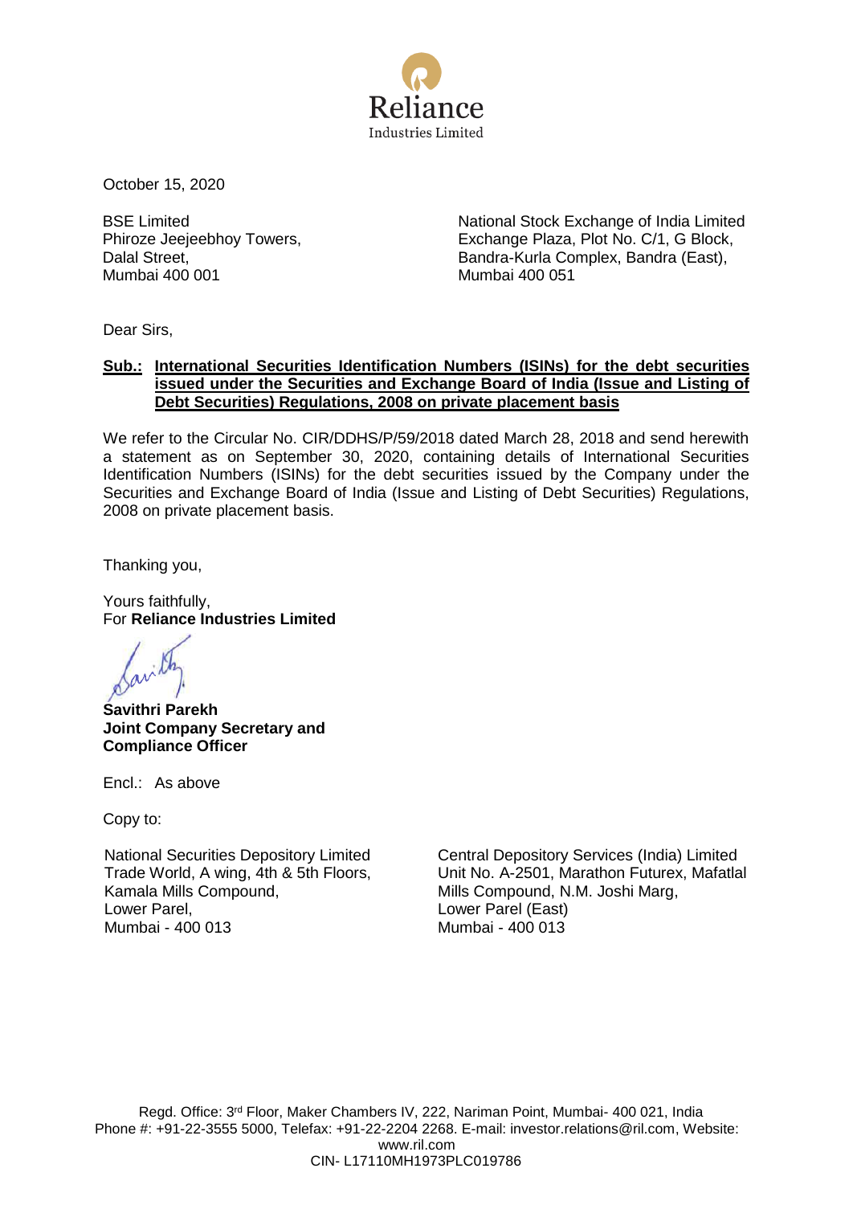October 15, 2020

BSE Limited
Phiroze Jeejeebhoy Towers,
Dalal Street,
Mumbai 400 001

National Stock Exchange of India Limited
Exchange Plaza, Plot No. C/1, G Block,
Bandra-Kurla Complex, Bandra (East),
Mumbai 400 051

Dear Sirs,

**Sub.: International Securities Identification Numbers (ISINs) for the debt securities issued under the Securities and Exchange Board of India (Issue and Listing of Debt Securities) Regulations, 2008 on private placement basis**

We refer to the Circular No. CIR/DDHS/P/59/2018 dated March 28, 2018 and send herewith a statement as on September 30, 2020, containing details of International Securities Identification Numbers (ISINs) for the debt securities issued by the Company under the Securities and Exchange Board of India (Issue and Listing of Debt Securities) Regulations, 2008 on private placement basis.

Thanking you,

Yours faithfully,
For **Reliance Industries Limited**

**Savithri Parekh**
**Joint Company Secretary and Compliance Officer**

Encl.: As above

Copy to:

National Securities Depository Limited
Trade World, A wing, 4th & 5th Floors,
Kamala Mills Compound,
Lower Parel,
Mumbai - 400 013

Central Depository Services (India) Limited
Unit No. A-2501, Marathon Futurex, Mafatlal Mills Compound, N.M. Joshi Marg,
Lower Parel (East)
Mumbai - 400 013

Regd. Office: 3rd Floor, Maker Chambers IV, 222, Nariman Point, Mumbai- 400 021, India
Phone #: +91-22-3555 5000, Telefax: +91-22-2204 2268. E-mail: investor.relations@ril.com, Website: www.ril.com
CIN- L17110MH1973PLC019786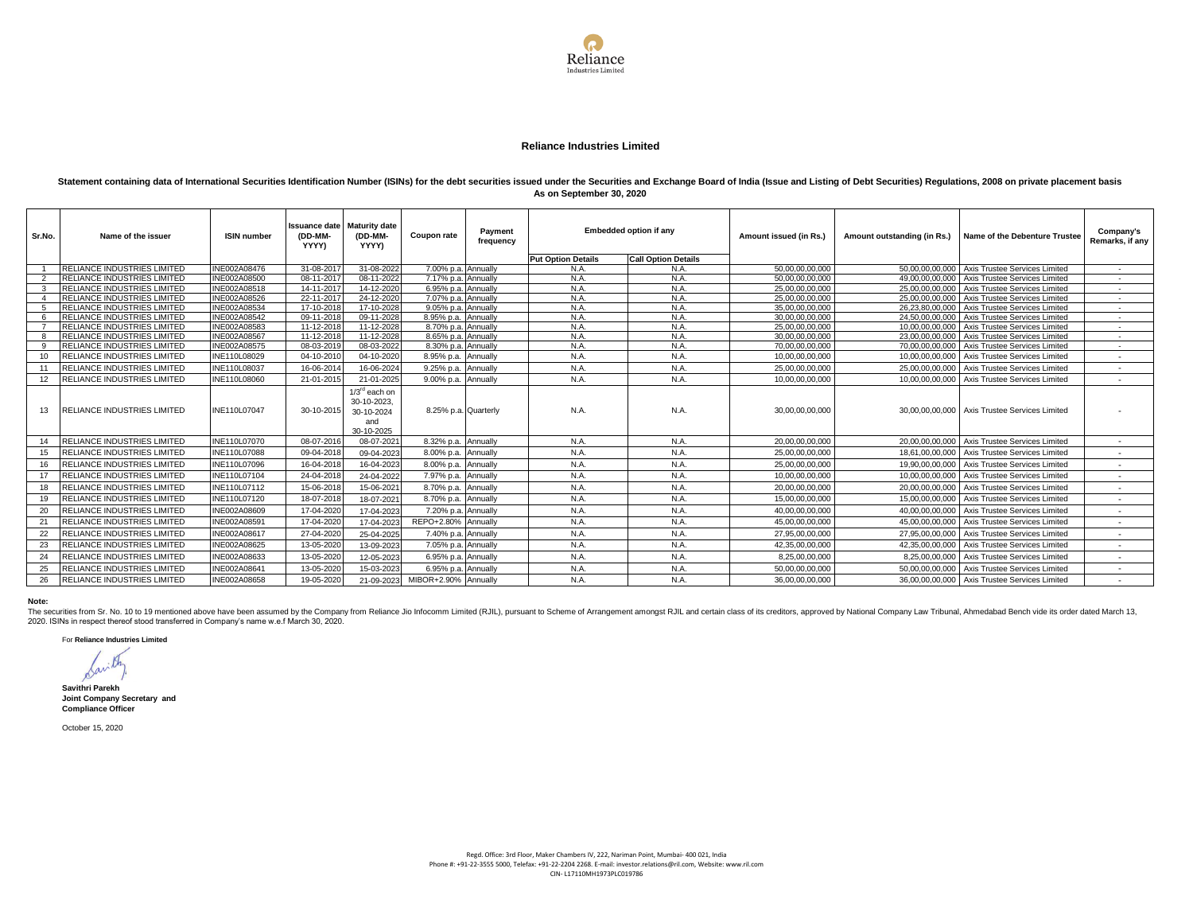Reliance Industries Limited

# Reliance Industries Limited

**Statement containing data of International Securities Identification Number (ISINs) for the debt securities issued under the Securities and Exchange Board of India (Issue and Listing of Debt Securities) Regulations, 2008 on private placement basis**
**As on September 30, 2020**

| Sr.No. | Name of the issuer | ISIN number | Issuance date (DD-MM-YYYY) | Maturity date (DD-MM-YYYY) | Coupon rate | Payment frequency | Embedded option if any | | Amount issued (in Rs.) | Amount outstanding (in Rs.) | Name of the Debenture Trustee | Company's Remarks, if any |
|---|---|---|---|---|---|---|---|---|---|---|---|---|
| | | | | | | | Put Option Details | Call Option Details | | | | |
| 1 | RELIANCE INDUSTRIES LIMITED | INE002A08476 | 31-08-2017 | 31-08-2022 | 7.00% p.a. | Annually | N.A. | N.A. | 50,00,00,00,000 | 50,00,00,00,000 | Axis Trustee Services Limited | - |
| 2 | RELIANCE INDUSTRIES LIMITED | INE002A08500 | 08-11-2017 | 08-11-2022 | 7.17% p.a. | Annually | N.A. | N.A. | 50,00,00,00,000 | 49,00,00,00,000 | Axis Trustee Services Limited | - |
| 3 | RELIANCE INDUSTRIES LIMITED | INE002A08518 | 14-11-2017 | 14-12-2020 | 6.95% p.a. | Annually | N.A. | N.A. | 25,00,00,00,000 | 25,00,00,00,000 | Axis Trustee Services Limited | - |
| 4 | RELIANCE INDUSTRIES LIMITED | INE002A08526 | 22-11-2017 | 24-12-2020 | 7.07% p.a. | Annually | N.A. | N.A. | 25,00,00,00,000 | 25,00,00,00,000 | Axis Trustee Services Limited | - |
| 5 | RELIANCE INDUSTRIES LIMITED | INE002A08534 | 17-10-2018 | 17-10-2028 | 9.05% p.a. | Annually | N.A. | N.A. | 35,00,00,00,000 | 26,23,80,00,000 | Axis Trustee Services Limited | - |
| 6 | RELIANCE INDUSTRIES LIMITED | INE002A08542 | 09-11-2018 | 09-11-2028 | 8.95% p.a. | Annually | N.A. | N.A. | 30,00,00,00,000 | 24,50,00,00,000 | Axis Trustee Services Limited | - |
| 7 | RELIANCE INDUSTRIES LIMITED | INE002A08583 | 11-12-2018 | 11-12-2028 | 8.70% p.a. | Annually | N.A. | N.A. | 25,00,00,00,000 | 10,00,00,00,000 | Axis Trustee Services Limited | - |
| 8 | RELIANCE INDUSTRIES LIMITED | INE002A08567 | 11-12-2018 | 11-12-2028 | 8.65% p.a. | Annually | N.A. | N.A. | 30,00,00,00,000 | 23,00,00,00,000 | Axis Trustee Services Limited | - |
| 9 | RELIANCE INDUSTRIES LIMITED | INE002A08575 | 08-03-2019 | 08-03-2022 | 8.30% p.a. | Annually | N.A. | N.A. | 70,00,00,00,000 | 70,00,00,00,000 | Axis Trustee Services Limited | - |
| 10 | RELIANCE INDUSTRIES LIMITED | INE110L08029 | 04-10-2010 | 04-10-2020 | 8.95% p.a. | Annually | N.A. | N.A. | 10,00,00,00,000 | 10,00,00,00,000 | Axis Trustee Services Limited | - |
| 11 | RELIANCE INDUSTRIES LIMITED | INE110L08037 | 16-06-2014 | 16-06-2024 | 9.25% p.a. | Annually | N.A. | N.A. | 25,00,00,00,000 | 25,00,00,00,000 | Axis Trustee Services Limited | - |
| 12 | RELIANCE INDUSTRIES LIMITED | INE110L08060 | 21-01-2015 | 21-01-2025 | 9.00% p.a. | Annually | N.A. | N.A. | 10,00,00,00,000 | 10,00,00,00,000 | Axis Trustee Services Limited | - |
| 13 | RELIANCE INDUSTRIES LIMITED | INE110L07047 | 30-10-2015 | 1/3rd each on 30-10-2023, 30-10-2024 and 30-10-2025 | 8.25% p.a. | Quarterly | N.A. | N.A. | 30,00,00,00,000 | 30,00,00,00,000 | Axis Trustee Services Limited | - |
| 14 | RELIANCE INDUSTRIES LIMITED | INE110L07070 | 08-07-2016 | 08-07-2021 | 8.32% p.a. | Annually | N.A. | N.A. | 20,00,00,00,000 | 20,00,00,00,000 | Axis Trustee Services Limited | - |
| 15 | RELIANCE INDUSTRIES LIMITED | INE110L07088 | 09-04-2018 | 09-04-2023 | 8.00% p.a. | Annually | N.A. | N.A. | 25,00,00,00,000 | 18,61,00,00,000 | Axis Trustee Services Limited | - |
| 16 | RELIANCE INDUSTRIES LIMITED | INE110L07096 | 16-04-2018 | 16-04-2023 | 8.00% p.a. | Annually | N.A. | N.A. | 25,00,00,00,000 | 19,90,00,00,000 | Axis Trustee Services Limited | - |
| 17 | RELIANCE INDUSTRIES LIMITED | INE110L07104 | 24-04-2018 | 24-04-2022 | 7.97% p.a. | Annually | N.A. | N.A. | 10,00,00,00,000 | 10,00,00,00,000 | Axis Trustee Services Limited | - |
| 18 | RELIANCE INDUSTRIES LIMITED | INE110L07112 | 15-06-2018 | 15-06-2021 | 8.70% p.a. | Annually | N.A. | N.A. | 20,00,00,00,000 | 20,00,00,00,000 | Axis Trustee Services Limited | - |
| 19 | RELIANCE INDUSTRIES LIMITED | INE110L07120 | 18-07-2018 | 18-07-2021 | 8.70% p.a. | Annually | N.A. | N.A. | 15,00,00,00,000 | 15,00,00,00,000 | Axis Trustee Services Limited | - |
| 20 | RELIANCE INDUSTRIES LIMITED | INE002A08609 | 17-04-2020 | 17-04-2023 | 7.20% p.a. | Annually | N.A. | N.A. | 40,00,00,00,000 | 40,00,00,00,000 | Axis Trustee Services Limited | - |
| 21 | RELIANCE INDUSTRIES LIMITED | INE002A08591 | 17-04-2020 | 17-04-2023 | REPO+2.80% | Annually | N.A. | N.A. | 45,00,00,00,000 | 45,00,00,00,000 | Axis Trustee Services Limited | - |
| 22 | RELIANCE INDUSTRIES LIMITED | INE002A08617 | 27-04-2020 | 25-04-2025 | 7.40% p.a. | Annually | N.A. | N.A. | 27,95,00,00,000 | 27,95,00,00,000 | Axis Trustee Services Limited | - |
| 23 | RELIANCE INDUSTRIES LIMITED | INE002A08625 | 13-05-2020 | 13-09-2023 | 7.05% p.a. | Annually | N.A. | N.A. | 42,35,00,00,000 | 42,35,00,00,000 | Axis Trustee Services Limited | - |
| 24 | RELIANCE INDUSTRIES LIMITED | INE002A08633 | 13-05-2020 | 12-05-2023 | 6.95% p.a. | Annually | N.A. | N.A. | 8,25,00,00,000 | 8,25,00,00,000 | Axis Trustee Services Limited | - |
| 25 | RELIANCE INDUSTRIES LIMITED | INE002A08641 | 13-05-2020 | 15-03-2023 | 6.95% p.a. | Annually | N.A. | N.A. | 50,00,00,00,000 | 50,00,00,00,000 | Axis Trustee Services Limited | - |
| 26 | RELIANCE INDUSTRIES LIMITED | INE002A08658 | 19-05-2020 | 21-09-2023 | MIBOR+2.90% | Annually | N.A. | N.A. | 36,00,00,00,000 | 36,00,00,00,000 | Axis Trustee Services Limited | - |

**Note:**

The securities from Sr. No. 10 to 19 mentioned above have been assumed by the Company from Reliance Jio Infocomm Limited (RJIL), pursuant to Scheme of Arrangement amongst RJIL and certain class of its creditors, approved by National Company Law Tribunal, Ahmedabad Bench vide its order dated March 13, 2020. ISINs in respect thereof stood transferred in Company's name w.e.f March 30, 2020.

For **Reliance Industries Limited**

**Savithri Parekh**
**Joint Company Secretary and Compliance Officer**

October 15, 2020

Regd. Office: 3rd Floor, Maker Chambers IV, 222, Nariman Point, Mumbai- 400 021, India
Phone #: +91-22-3555 5000, Telefax: +91-22-2204 2268. E-mail: investor.relations@ril.com, Website: www.ril.com
CIN- L17110MH1973PLC019786